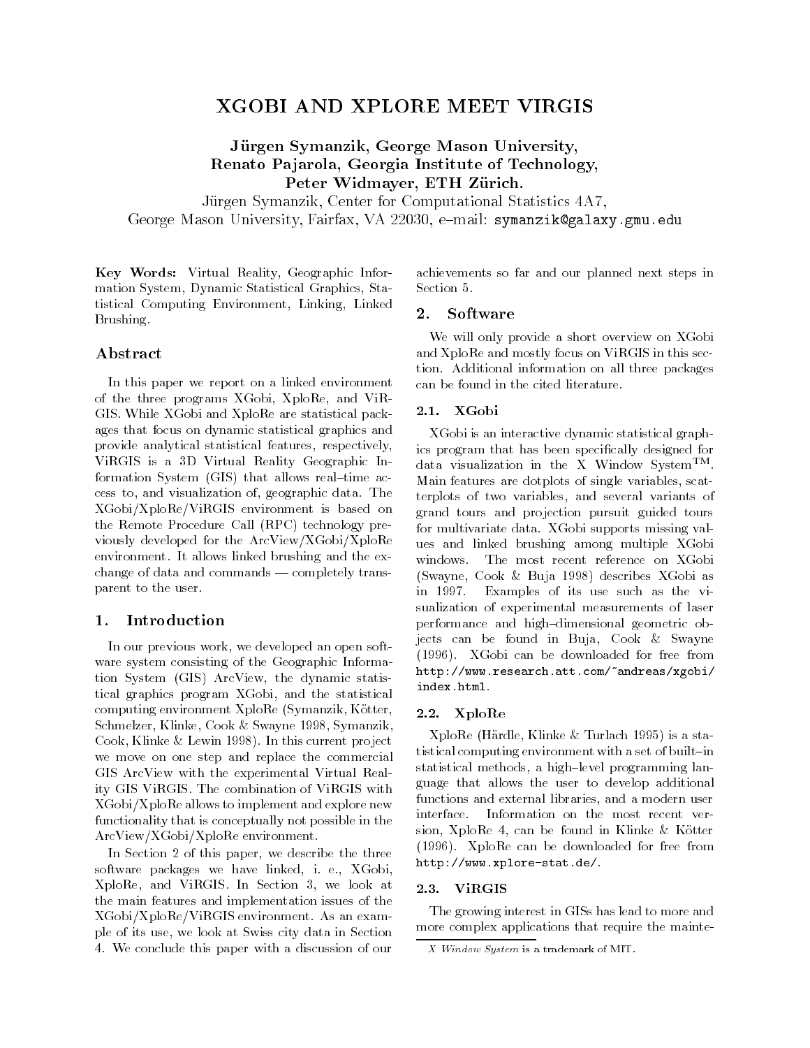# XGOBI AND XPLORE MEET VIRGIS

**Jürgen Symanzik, George Mason University,**
**Renato Pajarola, Georgia Institute of Technology,**
**Peter Widmayer, ETH Zürich.**

Jürgen Symanzik, Center for Computational Statistics 4A7,
George Mason University, Fairfax, VA 22030, e–mail: `symanzik@galaxy.gmu.edu`

**Key Words:** Virtual Reality, Geographic Information System, Dynamic Statistical Graphics, Statistical Computing Environment, Linking, Linked Brushing.

## Abstract

In this paper we report on a linked environment of the three programs XGobi, XploRe, and ViRGIS. While XGobi and XploRe are statistical packages that focus on dynamic statistical graphics and provide analytical statistical features, respectively, ViRGIS is a 3D Virtual Reality Geographic Information System (GIS) that allows real–time access to, and visualization of, geographic data. The XGobi/XploRe/ViRGIS environment is based on the Remote Procedure Call (RPC) technology previously developed for the ArcView/XGobi/XploRe environment. It allows linked brushing and the exchange of data and commands — completely transparent to the user.

## 1. Introduction

In our previous work, we developed an open software system consisting of the Geographic Information System (GIS) ArcView, the dynamic statistical graphics program XGobi, and the statistical computing environment XploRe (Symanzik, Kötter, Schmelzer, Klinke, Cook & Swayne 1998, Symanzik, Cook, Klinke & Lewin 1998). In this current project we move on one step and replace the commercial GIS ArcView with the experimental Virtual Reality GIS ViRGIS. The combination of ViRGIS with XGobi/XploRe allows to implement and explore new functionality that is conceptually not possible in the ArcView/XGobi/XploRe environment.

In Section 2 of this paper, we describe the three software packages we have linked, i. e., XGobi, XploRe, and ViRGIS. In Section 3, we look at the main features and implementation issues of the XGobi/XploRe/ViRGIS environment. As an example of its use, we look at Swiss city data in Section 4. We conclude this paper with a discussion of our achievements so far and our planned next steps in Section 5.

## 2. Software

We will only provide a short overview on XGobi and XploRe and mostly focus on ViRGIS in this section. Additional information on all three packages can be found in the cited literature.

### 2.1. XGobi

XGobi is an interactive dynamic statistical graphics program that has been specifically designed for data visualization in the X Window System™. Main features are dotplots of single variables, scatterplots of two variables, and several variants of grand tours and projection pursuit guided tours for multivariate data. XGobi supports missing values and linked brushing among multiple XGobi windows. The most recent reference on XGobi (Swayne, Cook & Buja 1998) describes XGobi as in 1997. Examples of its use such as the visualization of experimental measurements of laser performance and high–dimensional geometric objects can be found in Buja, Cook & Swayne (1996). XGobi can be downloaded for free from `http://www.research.att.com/~andreas/xgobi/index.html`.

### 2.2. XploRe

XploRe (Härdle, Klinke & Turlach 1995) is a statistical computing environment with a set of built–in statistical methods, a high–level programming language that allows the user to develop additional functions and external libraries, and a modern user interface. Information on the most recent version, XploRe 4, can be found in Klinke & Kötter (1996). XploRe can be downloaded for free from `http://www.xplore-stat.de/`.

### 2.3. ViRGIS

The growing interest in GISs has lead to more and more complex applications that require the mainte-

*X Window System* is a trademark of MIT.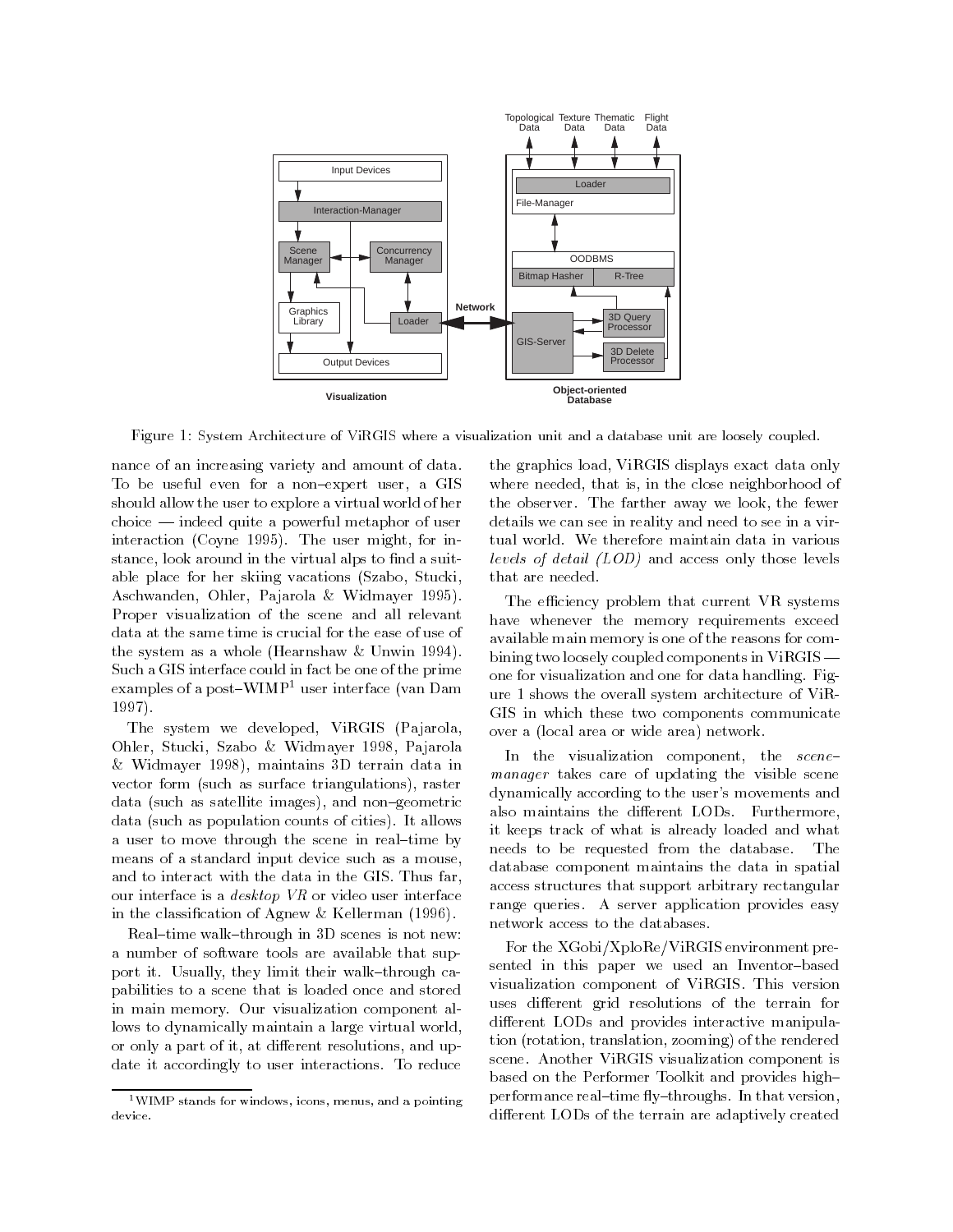Figure 1: System Architecture of ViRGIS where a visualization unit and a database unit are loosely coupled.

nance of an increasing variety and amount of data. To be useful even for a non–expert user, a GIS should allow the user to explore a virtual world of her choice — indeed quite a powerful metaphor of user interaction (Coyne 1995). The user might, for instance, look around in the virtual alps to find a suitable place for her skiing vacations (Szabo, Stucki, Aschwanden, Ohler, Pajarola & Widmayer 1995). Proper visualization of the scene and all relevant data at the same time is crucial for the ease of use of the system as a whole (Hearnshaw & Unwin 1994). Such a GIS interface could in fact be one of the prime examples of a post–WIMP[1] user interface (van Dam 1997).

The system we developed, ViRGIS (Pajarola, Ohler, Stucki, Szabo & Widmayer 1998, Pajarola & Widmayer 1998), maintains 3D terrain data in vector form (such as surface triangulations), raster data (such as satellite images), and non–geometric data (such as population counts of cities). It allows a user to move through the scene in real–time by means of a standard input device such as a mouse, and to interact with the data in the GIS. Thus far, our interface is a *desktop VR* or video user interface in the classification of Agnew & Kellerman (1996).

Real–time walk–through in 3D scenes is not new: a number of software tools are available that support it. Usually, they limit their walk–through capabilities to a scene that is loaded once and stored in main memory. Our visualization component allows to dynamically maintain a large virtual world, or only a part of it, at different resolutions, and update it accordingly to user interactions. To reduce the graphics load, ViRGIS displays exact data only where needed, that is, in the close neighborhood of the observer. The farther away we look, the fewer details we can see in reality and need to see in a virtual world. We therefore maintain data in various *levels of detail (LOD)* and access only those levels that are needed.

The efficiency problem that current VR systems have whenever the memory requirements exceed available main memory is one of the reasons for combining two loosely coupled components in ViRGIS — one for visualization and one for data handling. Figure 1 shows the overall system architecture of ViRGIS in which these two components communicate over a (local area or wide area) network.

In the visualization component, the *scene–manager* takes care of updating the visible scene dynamically according to the user's movements and also maintains the different LODs. Furthermore, it keeps track of what is already loaded and what needs to be requested from the database. The database component maintains the data in spatial access structures that support arbitrary rectangular range queries. A server application provides easy network access to the databases.

For the XGobi/XploRe/ViRGIS environment presented in this paper we used an Inventor–based visualization component of ViRGIS. This version uses different grid resolutions of the terrain for different LODs and provides interactive manipulation (rotation, translation, zooming) of the rendered scene. Another ViRGIS visualization component is based on the Performer Toolkit and provides high–performance real–time fly–throughs. In that version, different LODs of the terrain are adaptively created

[1] WIMP stands for windows, icons, menus, and a pointing device.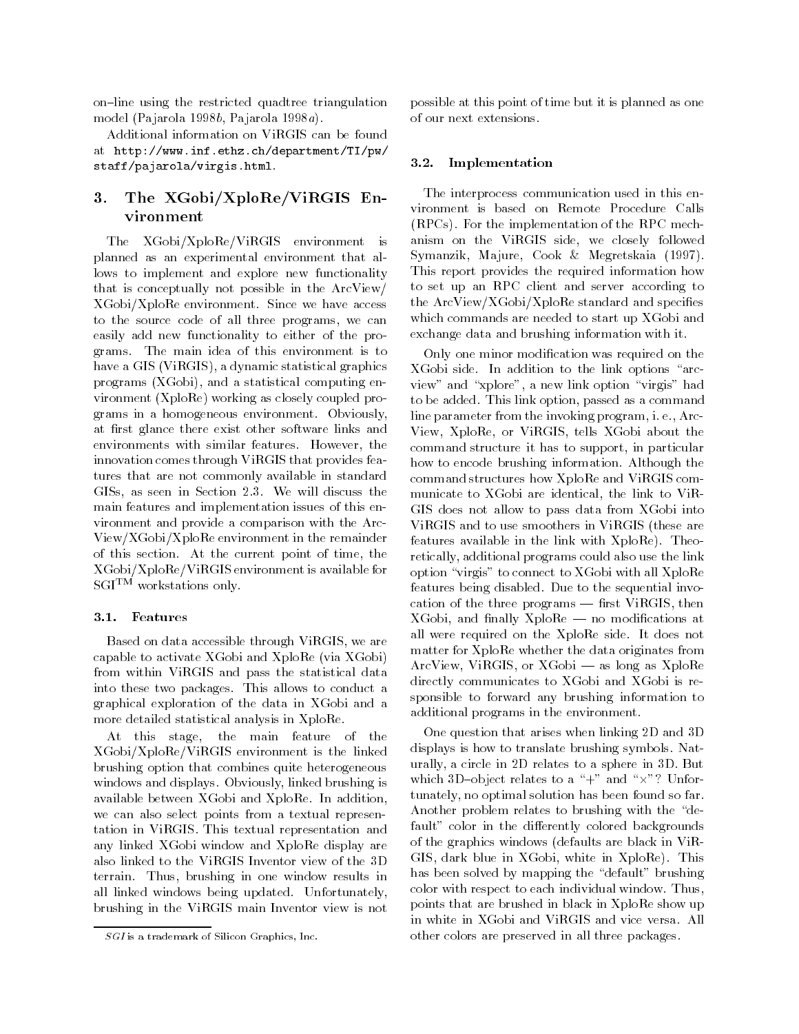on–line using the restricted quadtree triangulation model (Pajarola 1998*b*, Pajarola 1998*a*).

Additional information on ViRGIS can be found at `http://www.inf.ethz.ch/department/TI/pw/staff/pajarola/virgis.html`.

## 3. The XGobi/XploRe/ViRGIS Environment

The XGobi/XploRe/ViRGIS environment is planned as an experimental environment that allows to implement and explore new functionality that is conceptually not possible in the ArcView/XGobi/XploRe environment. Since we have access to the source code of all three programs, we can easily add new functionality to either of the programs. The main idea of this environment is to have a GIS (ViRGIS), a dynamic statistical graphics programs (XGobi), and a statistical computing environment (XploRe) working as closely coupled programs in a homogeneous environment. Obviously, at first glance there exist other software links and environments with similar features. However, the innovation comes through ViRGIS that provides features that are not commonly available in standard GISs, as seen in Section 2.3. We will discuss the main features and implementation issues of this environment and provide a comparison with the ArcView/XGobi/XploRe environment in the remainder of this section. At the current point of time, the XGobi/XploRe/ViRGIS environment is available for SGI™ workstations only.

### 3.1. Features

Based on data accessible through ViRGIS, we are capable to activate XGobi and XploRe (via XGobi) from within ViRGIS and pass the statistical data into these two packages. This allows to conduct a graphical exploration of the data in XGobi and a more detailed statistical analysis in XploRe.

At this stage, the main feature of the XGobi/XploRe/ViRGIS environment is the linked brushing option that combines quite heterogeneous windows and displays. Obviously, linked brushing is available between XGobi and XploRe. In addition, we can also select points from a textual representation in ViRGIS. This textual representation and any linked XGobi window and XploRe display are also linked to the ViRGIS Inventor view of the 3D terrain. Thus, brushing in one window results in all linked windows being updated. Unfortunately, brushing in the ViRGIS main Inventor view is not possible at this point of time but it is planned as one of our next extensions.

### 3.2. Implementation

The interprocess communication used in this environment is based on Remote Procedure Calls (RPCs). For the implementation of the RPC mechanism on the ViRGIS side, we closely followed Symanzik, Majure, Cook & Megretskaia (1997). This report provides the required information how to set up an RPC client and server according to the ArcView/XGobi/XploRe standard and specifies which commands are needed to start up XGobi and exchange data and brushing information with it.

Only one minor modification was required on the XGobi side. In addition to the link options "arcview" and "xplore", a new link option "virgis" had to be added. This link option, passed as a command line parameter from the invoking program, i. e., ArcView, XploRe, or ViRGIS, tells XGobi about the command structure it has to support, in particular how to encode brushing information. Although the command structures how XploRe and ViRGIS communicate to XGobi are identical, the link to ViRGIS does not allow to pass data from XGobi into ViRGIS and to use smoothers in ViRGIS (these are features available in the link with XploRe). Theoretically, additional programs could also use the link option "virgis" to connect to XGobi with all XploRe features being disabled. Due to the sequential invocation of the three programs — first ViRGIS, then XGobi, and finally XploRe — no modifications at all were required on the XploRe side. It does not matter for XploRe whether the data originates from ArcView, ViRGIS, or XGobi — as long as XploRe directly communicates to XGobi and XGobi is responsible to forward any brushing information to additional programs in the environment.

One question that arises when linking 2D and 3D displays is how to translate brushing symbols. Naturally, a circle in 2D relates to a sphere in 3D. But which 3D–object relates to a "+" and "×"? Unfortunately, no optimal solution has been found so far. Another problem relates to brushing with the "default" color in the differently colored backgrounds of the graphics windows (defaults are black in ViRGIS, dark blue in XGobi, white in XploRe). This has been solved by mapping the "default" brushing color with respect to each individual window. Thus, points that are brushed in black in XploRe show up in white in XGobi and ViRGIS and vice versa. All other colors are preserved in all three packages.

*SGI* is a trademark of Silicon Graphics, Inc.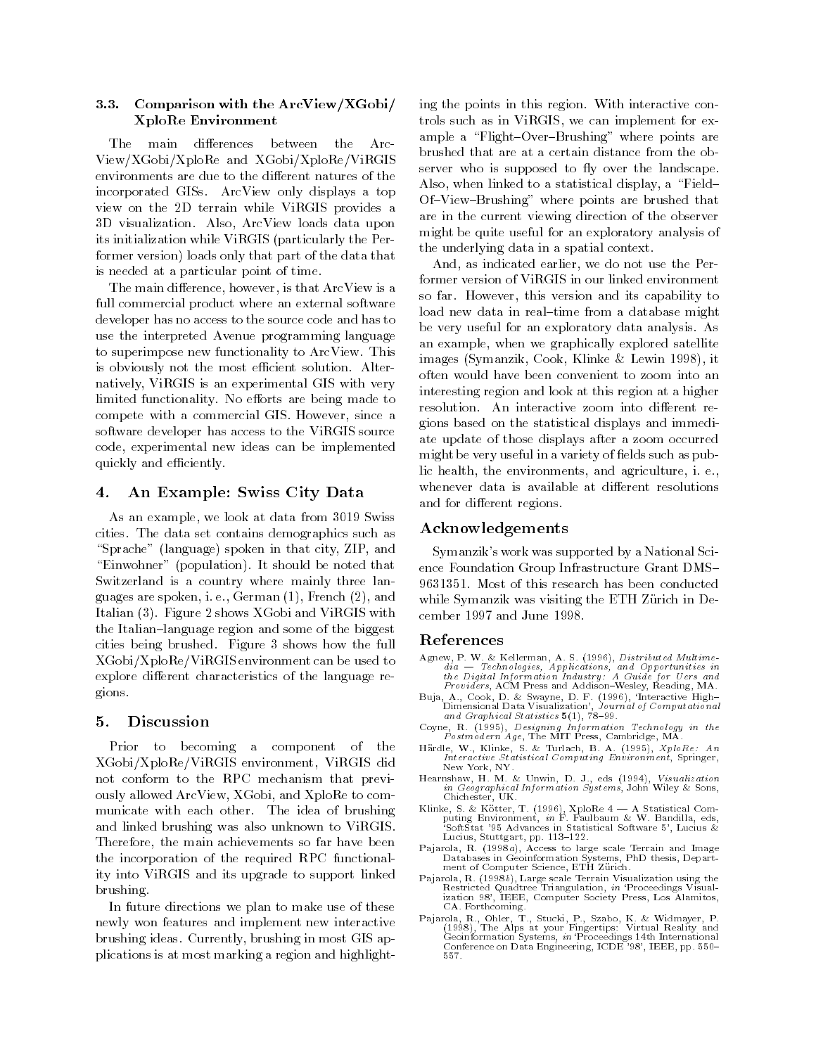### 3.3. Comparison with the ArcView/XGobi/XploRe Environment

The main differences between the ArcView/XGobi/XploRe and XGobi/XploRe/ViRGIS environments are due to the different natures of the incorporated GISs. ArcView only displays a top view on the 2D terrain while ViRGIS provides a 3D visualization. Also, ArcView loads data upon its initialization while ViRGIS (particularly the Performer version) loads only that part of the data that is needed at a particular point of time.

The main difference, however, is that ArcView is a full commercial product where an external software developer has no access to the source code and has to use the interpreted Avenue programming language to superimpose new functionality to ArcView. This is obviously not the most efficient solution. Alternatively, ViRGIS is an experimental GIS with very limited functionality. No efforts are being made to compete with a commercial GIS. However, since a software developer has access to the ViRGIS source code, experimental new ideas can be implemented quickly and efficiently.

## 4. An Example: Swiss City Data

As an example, we look at data from 3019 Swiss cities. The data set contains demographics such as "Sprache" (language) spoken in that city, ZIP, and "Einwohner" (population). It should be noted that Switzerland is a country where mainly three languages are spoken, i. e., German (1), French (2), and Italian (3). Figure 2 shows XGobi and ViRGIS with the Italian–language region and some of the biggest cities being brushed. Figure 3 shows how the full XGobi/XploRe/ViRGIS environment can be used to explore different characteristics of the language regions.

## 5. Discussion

Prior to becoming a component of the XGobi/XploRe/ViRGIS environment, ViRGIS did not conform to the RPC mechanism that previously allowed ArcView, XGobi, and XploRe to communicate with each other. The idea of brushing and linked brushing was also unknown to ViRGIS. Therefore, the main achievements so far have been the incorporation of the required RPC functionality into ViRGIS and its upgrade to support linked brushing.

In future directions we plan to make use of these newly won features and implement new interactive brushing ideas. Currently, brushing in most GIS applications is at most marking a region and highlighting the points in this region. With interactive controls such as in ViRGIS, we can implement for example a "Flight–Over–Brushing" where points are brushed that are at a certain distance from the observer who is supposed to fly over the landscape. Also, when linked to a statistical display, a "Field–Of–View–Brushing" where points are brushed that are in the current viewing direction of the observer might be quite useful for an exploratory analysis of the underlying data in a spatial context.

And, as indicated earlier, we do not use the Performer version of ViRGIS in our linked environment so far. However, this version and its capability to load new data in real–time from a database might be very useful for an exploratory data analysis. As an example, when we graphically explored satellite images (Symanzik, Cook, Klinke & Lewin 1998), it often would have been convenient to zoom into an interesting region and look at this region at a higher resolution. An interactive zoom into different regions based on the statistical displays and immediate update of those displays after a zoom occurred might be very useful in a variety of fields such as public health, the environments, and agriculture, i. e., whenever data is available at different resolutions and for different regions.

## Acknowledgements

Symanzik's work was supported by a National Science Foundation Group Infrastructure Grant DMS–9631351. Most of this research has been conducted while Symanzik was visiting the ETH Zürich in December 1997 and June 1998.

## References

Agnew, P. W. & Kellerman, A. S. (1996), *Distributed Multimedia — Technologies, Applications, and Opportunities in the Digital Information Industry: A Guide for Users and Providers*, ACM Press and Addison–Wesley, Reading, MA.

Buja, A., Cook, D. & Swayne, D. F. (1996), 'Interactive High–Dimensional Data Visualization', *Journal of Computational and Graphical Statistics* **5**(1), 78–99.

Coyne, R. (1995), *Designing Information Technology in the Postmodern Age*, The MIT Press, Cambridge, MA.

Härdle, W., Klinke, S. & Turlach, B. A. (1995), *XploRe: An Interactive Statistical Computing Environment*, Springer, New York, NY.

Hearnshaw, H. M. & Unwin, D. J., eds (1994), *Visualization in Geographical Information Systems*, John Wiley & Sons, Chichester, UK.

Klinke, S. & Kötter, T. (1996), XploRe 4 — A Statistical Computing Environment, *in* F. Faulbaum & W. Bandilla, eds, 'SoftStat '95 Advances in Statistical Software 5', Lucius & Lucius, Stuttgart, pp. 113–122.

Pajarola, R. (1998*a*), Access to large scale Terrain and Image Databases in Geoinformation Systems, PhD thesis, Department of Computer Science, ETH Zürich.

Pajarola, R. (1998*b*), Large scale Terrain Visualization using the Restricted Quadtree Triangulation, *in* 'Proceedings Visualization 98', IEEE, Computer Society Press, Los Alamitos, CA. Forthcoming.

Pajarola, R., Ohler, T., Stucki, P., Szabo, K. & Widmayer, P. (1998), The Alps at your Fingertips: Virtual Reality and Geoinformation Systems, *in* 'Proceedings 14th International Conference on Data Engineering, ICDE '98', IEEE, pp. 550–557.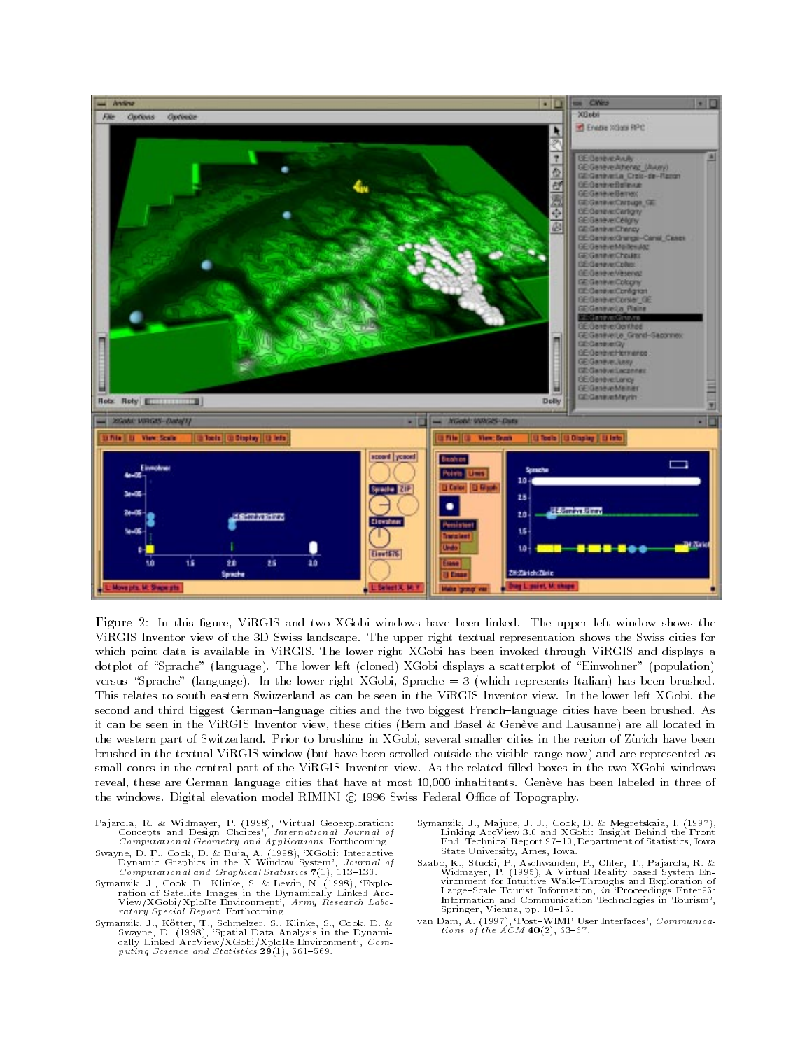Figure 2: In this figure, ViRGIS and two XGobi windows have been linked. The upper left window shows the ViRGIS Inventor view of the 3D Swiss landscape. The upper right textual representation shows the Swiss cities for which point data is available in ViRGIS. The lower right XGobi has been invoked through ViRGIS and displays a dotplot of "Sprache" (language). The lower left (cloned) XGobi displays a scatterplot of "Einwohner" (population) versus "Sprache" (language). In the lower right XGobi, Sprache = 3 (which represents Italian) has been brushed. This relates to south eastern Switzerland as can be seen in the ViRGIS Inventor view. In the lower left XGobi, the second and third biggest German–language cities and the two biggest French–language cities have been brushed. As it can be seen in the ViRGIS Inventor view, these cities (Bern and Basel & Genève and Lausanne) are all located in the western part of Switzerland. Prior to brushing in XGobi, several smaller cities in the region of Zürich have been brushed in the textual ViRGIS window (but have been scrolled outside the visible range now) and are represented as small cones in the central part of the ViRGIS Inventor view. As the related filled boxes in the two XGobi windows reveal, these are German–language cities that have at most 10,000 inhabitants. Genève has been labeled in three of the windows. Digital elevation model RIMINI © 1996 Swiss Federal Office of Topography.

Pajarola, R. & Widmayer, P. (1998), 'Virtual Geoexploration: Concepts and Design Choices', *International Journal of Computational Geometry and Applications*. Forthcoming.

Swayne, D. F., Cook, D. & Buja, A. (1998), 'XGobi: Interactive Dynamic Graphics in the X Window System', *Journal of Computational and Graphical Statistics* **7**(1), 113–130.

Symanzik, J., Cook, D., Klinke, S. & Lewin, N. (1998), 'Exploration of Satellite Images in the Dynamically Linked ArcView/XGobi/XploRe Environment', *Army Research Laboratory Special Report*. Forthcoming.

Symanzik, J., Kötter, T., Schmelzer, S., Klinke, S., Cook, D. & Swayne, D. (1998), 'Spatial Data Analysis in the Dynamically Linked ArcView/XGobi/XploRe Environment', *Computing Science and Statistics* **29**(1), 561–569.

Symanzik, J., Majure, J. J., Cook, D. & Megretskaia, I. (1997), Linking ArcView 3.0 and XGobi: Insight Behind the Front End, Technical Report 97–10, Department of Statistics, Iowa State University, Ames, Iowa.

Szabo, K., Stucki, P., Aschwanden, P., Ohler, T., Pajarola, R. & Widmayer, P. (1995), A Virtual Reality based System Environment for Intuitive Walk–Throughs and Exploration of Large–Scale Tourist Information, *in* 'Proceedings Enter95: Information and Communication Technologies in Tourism', Springer, Vienna, pp. 10–15.

van Dam, A. (1997), 'Post–WIMP User Interfaces', *Communications of the ACM* **40**(2), 63–67.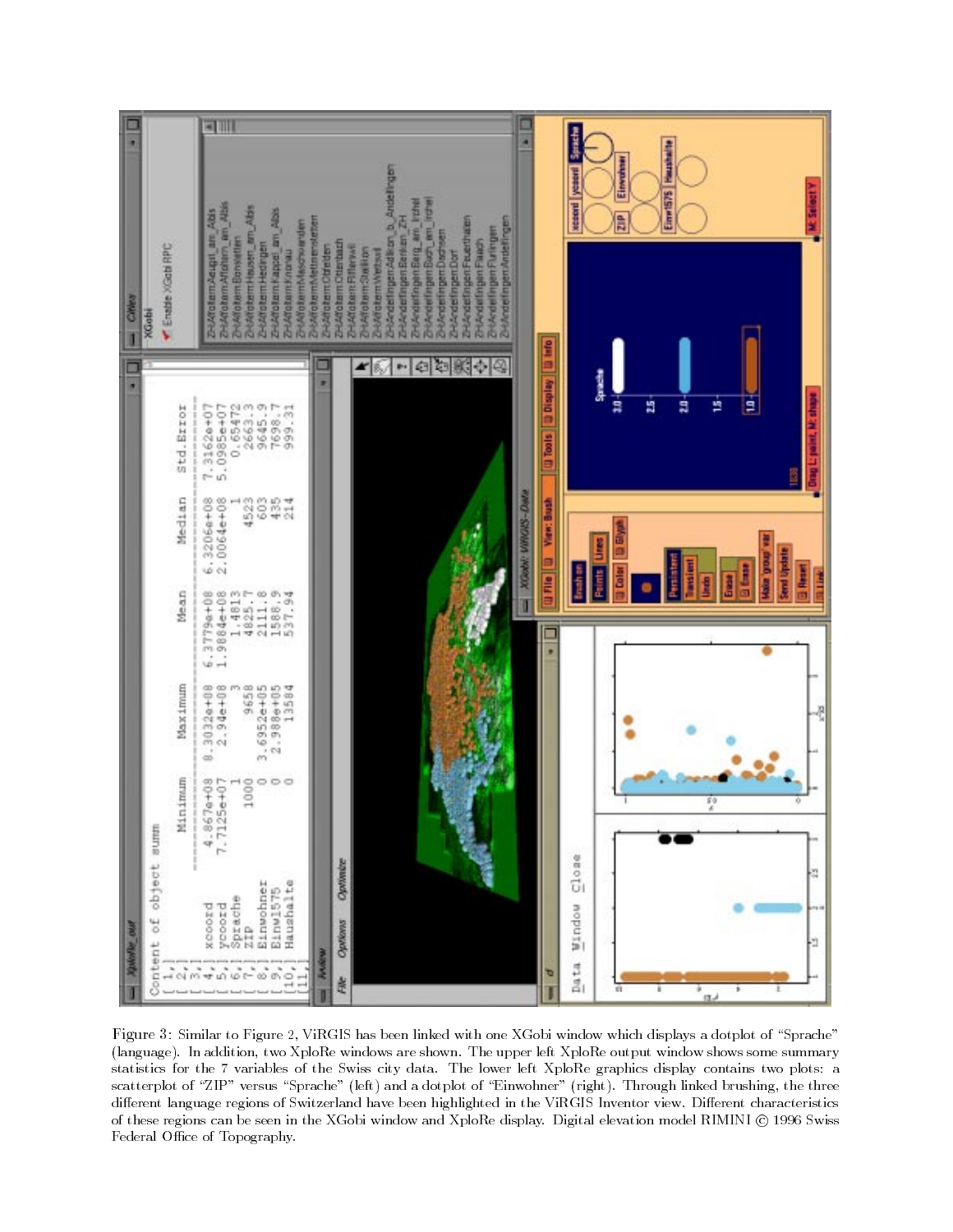Figure 3: Similar to Figure 2, ViRGIS has been linked with one XGobi window which displays a dotplot of "Sprache" (language). In addition, two XploRe windows are shown. The upper left XploRe output window shows some summary statistics for the 7 variables of the Swiss city data. The lower left XploRe graphics display contains two plots: a scatterplot of "ZIP" versus "Sprache" (left) and a dotplot of "Einwohner" (right). Through linked brushing, the three different language regions of Switzerland have been highlighted in the ViRGIS Inventor view. Different characteristics of these regions can be seen in the XGobi window and XploRe display. Digital elevation model RIMINI © 1996 Swiss Federal Office of Topography.